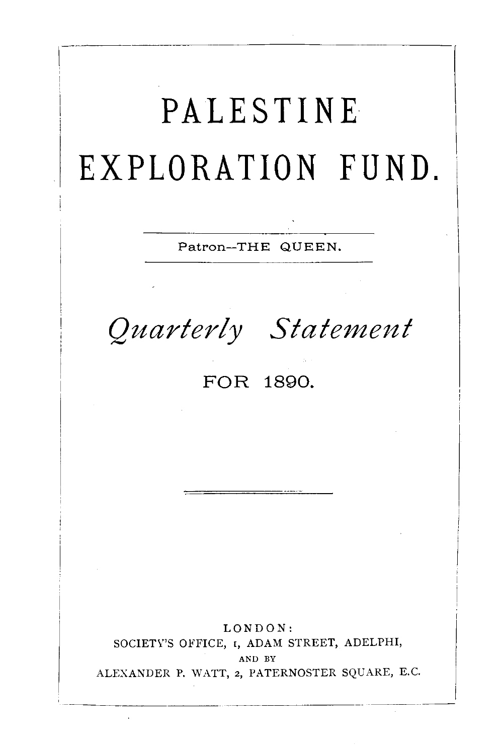# PALESTINE EXPLORATION FUND.

Patron—THE QUEEN.

## *Quarterly Statement*

FOR 1890.

LONDON:
SOCIETY'S OFFICE, 1, ADAM STREET, ADELPHI,
AND BY
ALEXANDER P. WATT, 2, PATERNOSTER SQUARE, E.C.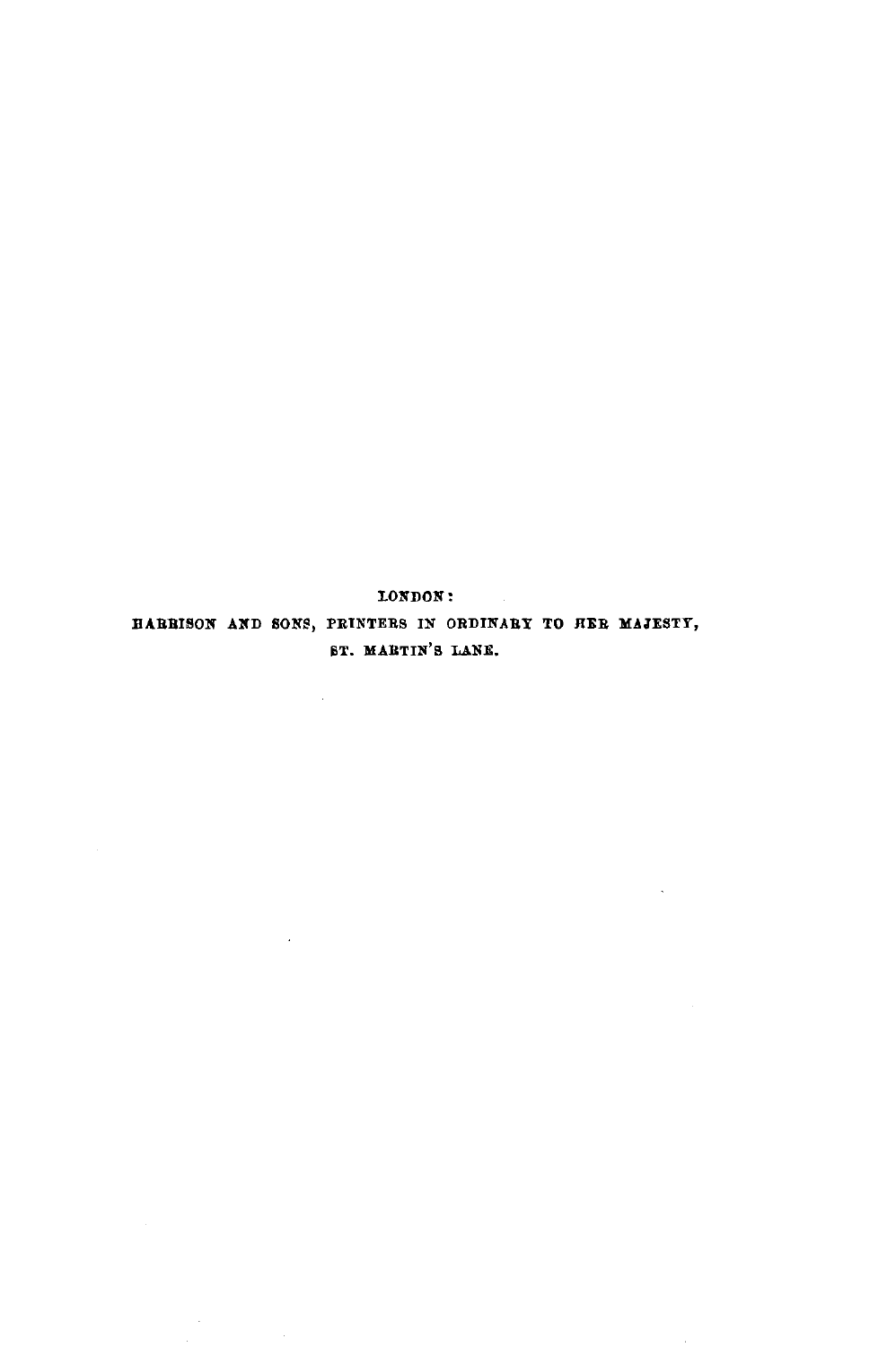LONDON:

HARRISON AND SONS, PRINTERS IN ORDINARY TO HER MAJESTY,

ST. MARTIN'S LANE.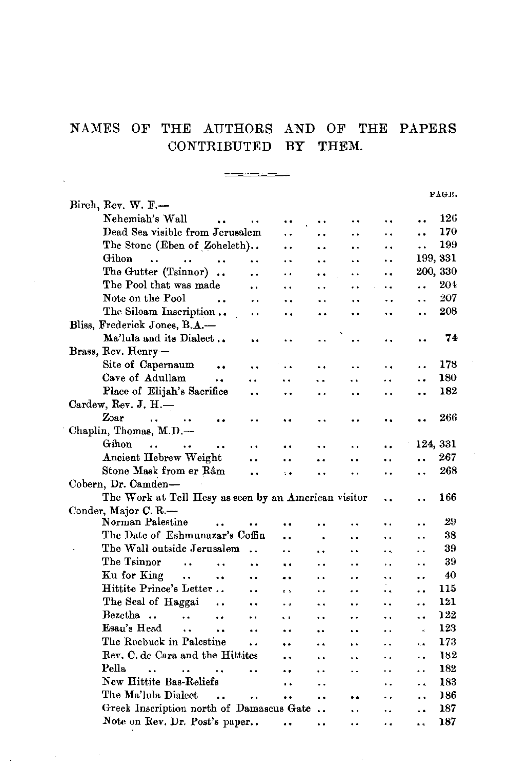# NAMES OF THE AUTHORS AND OF THE PAPERS CONTRIBUTED BY THEM.

| | PAGE. |
|---|---|
| **Birch, Rev. W. F.—** | |
| Nehemiah's Wall | 126 |
| Dead Sea visible from Jerusalem | 170 |
| The Stone (Eben of Zoheleth) | 199 |
| Gihon | 199, 331 |
| The Gutter (Tsinnor) | 200, 330 |
| The Pool that was made | 204 |
| Note on the Pool | 207 |
| The Siloam Inscription | 208 |
| **Bliss, Frederick Jones, B.A.—** | |
| Ma'lula and its Dialect | 74 |
| **Brass, Rev. Henry—** | |
| Site of Capernaum | 178 |
| Cave of Adullam | 180 |
| Place of Elijah's Sacrifice | 182 |
| **Cardew, Rev. J. H.—** | |
| Zoar | 266 |
| **Chaplin, Thomas, M.D.—** | |
| Gihon | 124, 331 |
| Ancient Hebrew Weight | 267 |
| Stone Mask from er Râm | 268 |
| **Cobern, Dr. Camden—** | |
| The Work at Tell Hesy as seen by an American visitor | 166 |
| **Conder, Major C. R.—** | |
| Norman Palestine | 29 |
| The Date of Eshmunazar's Coffin | 38 |
| The Wall outside Jerusalem | 39 |
| The Tsinnor | 39 |
| Ku for King | 40 |
| Hittite Prince's Letter | 115 |
| The Seal of Haggai | 121 |
| Bezetha | 122 |
| Esau's Head | 123 |
| The Roebuck in Palestine | 173 |
| Rev. C. de Cara and the Hittites | 182 |
| Pella | 182 |
| New Hittite Bas-Reliefs | 183 |
| The Ma'lula Dialect | 186 |
| Greek Inscription north of Damascus Gate | 187 |
| Note on Rev. Dr. Post's paper | 187 |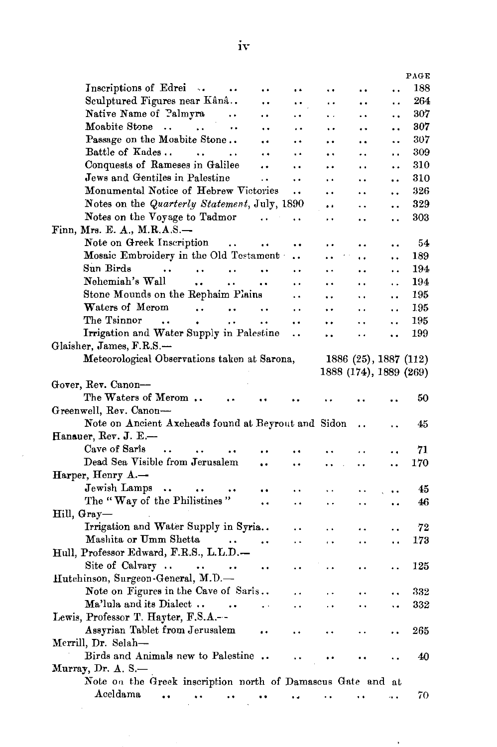PAGE

Inscriptions of Edrei .. .. .. .. .. .. .. .. 188
Sculptured Figures near Kânâ.. .. .. .. .. .. 264
Native Name of Palmyra .. .. .. .. .. .. 307
Moabite Stone .. .. .. .. .. .. .. .. 307
Passage on the Moabite Stone .. .. .. .. .. .. 307
Battle of Kades .. .. .. .. .. .. .. .. 309
Conquests of Rameses in Galilee .. .. .. .. .. 310
Jews and Gentiles in Palestine .. .. .. .. .. 310
Monumental Notice of Hebrew Victories .. .. .. .. 326
Notes on the *Quarterly Statement*, July, 1890 .. .. .. 329
Notes on the Voyage to Tadmor .. .. .. .. .. 303

Finn, Mrs. E. A., M.R.A.S.—
Note on Greek Inscription .. .. .. .. .. .. 54
Mosaic Embroidery in the Old Testament .. .. .. .. 189
Sun Birds .. .. .. .. .. .. .. .. .. 194
Nehemiah's Wall .. .. .. .. .. .. .. .. 194
Stone Mounds on the Rephaim Plains .. .. .. .. 195
Waters of Merom .. .. .. .. .. .. .. .. 195
The Tsinnor .. . .. .. .. .. .. .. .. 195
Irrigation and Water Supply in Palestine .. .. .. .. 199

Glaisher, James, F.R.S.—
Meteorological Observations taken at Sarona, 1886 (25), 1887 (112)
1888 (174), 1889 (269)

Gover, Rev. Canon—
The Waters of Merom .. .. .. .. .. .. .. 50

Greenwell, Rev. Canon—
Note on Ancient Axeheads found at Beyrout and Sidon .. .. 45

Hanauer, Rev. J. E.—
Cave of Sarîs .. .. .. .. .. .. .. .. .. 71
Dead Sea Visible from Jerusalem .. .. .. .. .. 170

Harper, Henry A.—
Jewish Lamps .. .. .. .. .. .. .. .. .. 45
The "Way of the Philistines" .. .. .. .. .. .. 46

Hill, Gray—
Irrigation and Water Supply in Syria.. .. .. .. .. 72
Mashita or Umm Shetta .. .. .. .. .. .. 173

Hull, Professor Edward, F.R.S., L.L.D.—
Site of Calvary .. .. .. .. .. .. .. .. 125

Hutchinson, Surgeon-General, M.D.—
Note on Figures in the Cave of Sarîs.. .. .. .. .. 332
Ma'lula and its Dialect .. .. .. .. .. .. .. 332

Lewis, Professor T. Hayter, F.S.A.—
Assyrian Tablet from Jerusalem .. .. .. .. .. 265

Merrill, Dr. Selah—
Birds and Animals new to Palestine .. .. .. .. .. 40

Murray, Dr. A. S.—
Note on the Greek inscription north of Damascus Gate and at Aceldama .. .. .. .. .. .. .. .. 70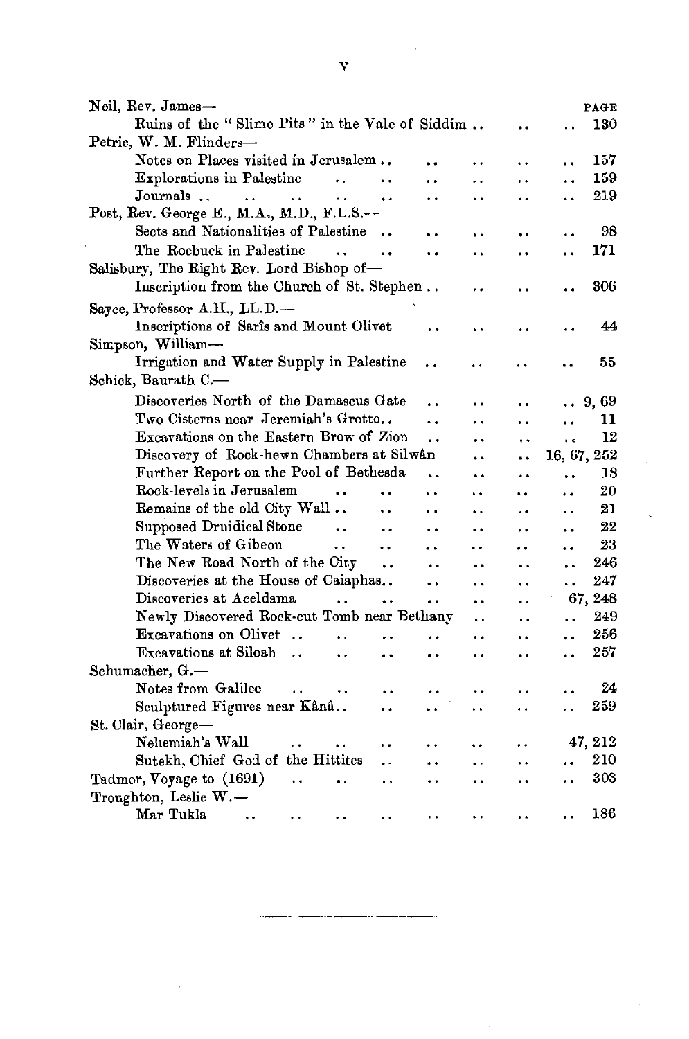| | PAGE |
|---|---|
| Neil, Rev. James— | |
| Ruins of the "Slime Pits" in the Vale of Siddim | 130 |
| Petrie, W. M. Flinders— | |
| Notes on Places visited in Jerusalem | 157 |
| Explorations in Palestine | 159 |
| Journals | 219 |
| Post, Rev. George E., M.A., M.D., F.L.S.— | |
| Sects and Nationalities of Palestine | 98 |
| The Roebuck in Palestine | 171 |
| Salisbury, The Right Rev. Lord Bishop of— | |
| Inscription from the Church of St. Stephen | 306 |
| Sayce, Professor A.H., LL.D.— | |
| Inscriptions of Sarîs and Mount Olivet | 44 |
| Simpson, William— | |
| Irrigation and Water Supply in Palestine | 55 |
| Schick, Baurath C.— | |
| Discoveries North of the Damascus Gate | 9, 69 |
| Two Cisterns near Jeremiah's Grotto | 11 |
| Excavations on the Eastern Brow of Zion | 12 |
| Discovery of Rock-hewn Chambers at Silwân | 16, 67, 252 |
| Further Report on the Pool of Bethesda | 18 |
| Rock-levels in Jerusalem | 20 |
| Remains of the old City Wall | 21 |
| Supposed Druidical Stone | 22 |
| The Waters of Gibeon | 23 |
| The New Road North of the City | 246 |
| Discoveries at the House of Caiaphas | 247 |
| Discoveries at Aceldama | 67, 248 |
| Newly Discovered Rock-cut Tomb near Bethany | 249 |
| Excavations on Olivet | 256 |
| Excavations at Siloah | 257 |
| Schumacher, G.— | |
| Notes from Galilee | 24 |
| Sculptured Figures near Kânâ | 259 |
| St. Clair, George— | |
| Nehemiah's Wall | 47, 212 |
| Sutekh, Chief God of the Hittites | 210 |
| Tadmor, Voyage to (1691) | 303 |
| Troughton, Leslie W.— | |
| Mar Tukla | 186 |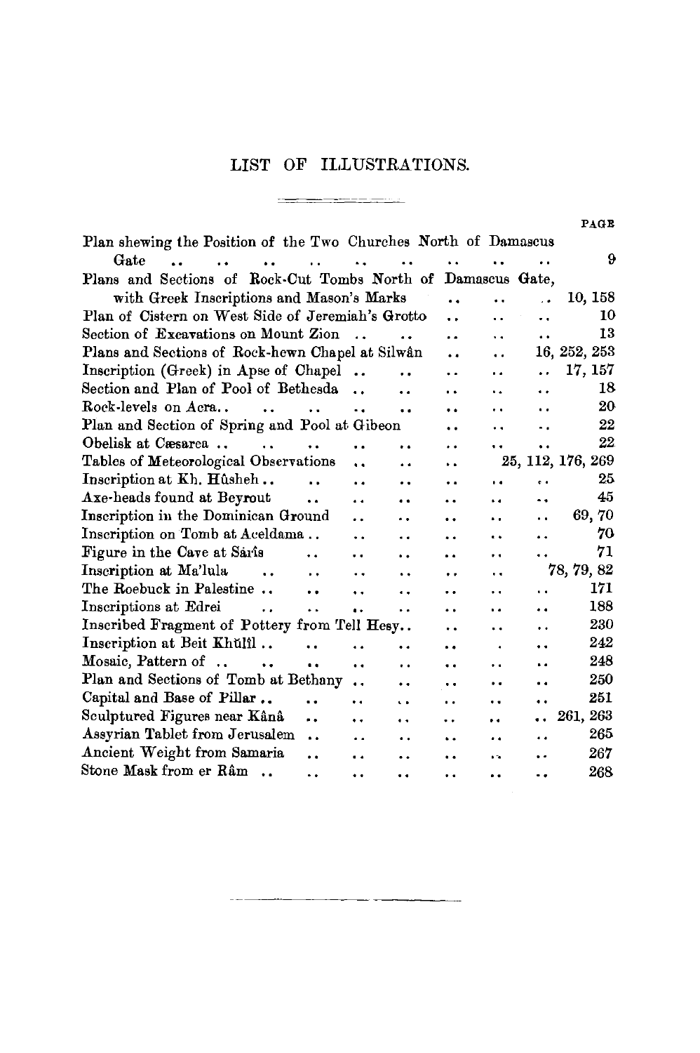# LIST OF ILLUSTRATIONS.

| | PAGE |
|---|---|
| Plan shewing the Position of the Two Churches North of Damascus Gate | 9 |
| Plans and Sections of Rock-Cut Tombs North of Damascus Gate, with Greek Inscriptions and Mason's Marks | 10, 158 |
| Plan of Cistern on West Side of Jeremiah's Grotto | 10 |
| Section of Excavations on Mount Zion | 13 |
| Plans and Sections of Rock-hewn Chapel at Silwân | 16, 252, 253 |
| Inscription (Greek) in Apse of Chapel | 17, 157 |
| Section and Plan of Pool of Bethesda | 18 |
| Rock-levels on Acra | 20 |
| Plan and Section of Spring and Pool at Gibeon | 22 |
| Obelisk at Cæsarea | 22 |
| Tables of Meteorological Observations | 25, 112, 176, 269 |
| Inscription at Kh. Hûsheh | 25 |
| Axe-heads found at Beyrout | 45 |
| Inscription in the Dominican Ground | 69, 70 |
| Inscription on Tomb at Aceldama | 70 |
| Figure in the Cave at Sârîs | 71 |
| Inscription at Ma'lula | 78, 79, 82 |
| The Roebuck in Palestine | 171 |
| Inscriptions at Edrei | 188 |
| Inscribed Fragment of Pottery from Tell Hesy | 230 |
| Inscription at Beit Khŭlîl | 242 |
| Mosaic, Pattern of | 248 |
| Plan and Sections of Tomb at Bethany | 250 |
| Capital and Base of Pillar | 251 |
| Sculptured Figures near Kânâ | 261, 263 |
| Assyrian Tablet from Jerusalem | 265 |
| Ancient Weight from Samaria | 267 |
| Stone Mask from er Râm | 268 |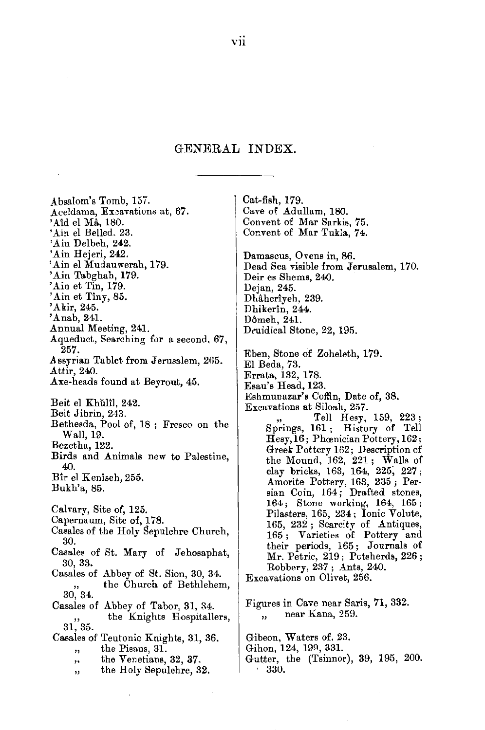# GENERAL INDEX.

Absalom's Tomb, 157.
Aceldama, Excavations at, 67.
'Aîd el Mâ, 180.
'Ain el Belled. 23.
'Ain Delbeh, 242.
'Ain Hejeri, 242.
'Ain el Mudauwerah, 179.
'Ain Tabghah, 179.
'Ain et Tîn, 179.
'Ain et Tîny, 85.
'Akir, 245.
'Anab, 241.
Annual Meeting, 241.
Aqueduct, Searching for a second, 67, 257.
Assyrian Tablet from Jerusalem, 265.
Attir, 240.
Axe-heads found at Beyrout, 45.

Beit el Khŭlîl, 242.
Beit Jibrin, 243.
Bethesda, Pool of, 18; Fresco on the Wall, 19.
Bezetha, 122.
Birds and Animals new to Palestine, 40.
Bîr el Kenîseh, 255.
Bukh'a, 85.

Calvary, Site of, 125.
Capernaum, Site of, 178.
Casales of the Holy Sepulchre Church, 30.
Casales of St. Mary of Jehosaphat, 30, 33.
Casales of Abbey of St. Sion, 30, 34.
  „ the Church of Bethlehem, 30, 34.
Casales of Abbey of Tabor, 31, 34.
  „ the Knights Hospitallers, 31, 35.
Casales of Teutonic Knights, 31, 36.
  „ the Pisans, 31.
  „ the Venetians, 32, 37.
  „ the Holy Sepulchre, 32.

Cat-fish, 179.
Cave of Adullam, 180.
Convent of Mar Sarkis, 75.
Convent of Mar Tukla, 74.

Damascus, Ovens in, 86.
Dead Sea visible from Jerusalem, 170.
Deir es Shems, 240.
Dejan, 245.
Dhâherîyeh, 239.
Dhikerîn, 244.
Dômeh, 241.
Druidical Stone, 22, 195.

Eben, Stone of Zoheleth, 179.
El Beda, 73.
Errata, 132, 178.
Esau's Head, 123.
Eshmunazar's Coffin, Date of, 38.
Excavations at Siloah, 257.
  „ Tell Hesy, 159, 223; Springs, 161; History of Tell Hesy, 16; Phœnician Pottery, 162; Greek Pottery 162; Description of the Mound, 162, 221; Walls of clay bricks, 163, 164, 225, 227; Amorite Pottery, 163, 235; Persian Coin, 164; Drafted stones, 164; Stone working, 164, 165; Pilasters, 165, 234; Ionic Volute, 165, 232; Scarcity of Antiques, 165; Varieties of Pottery and their periods, 165; Journals of Mr. Petrie, 219; Potsherds, 226; Robbery, 237; Ants, 240.
Excavations on Olivet, 256.

Figures in Cave near Saris, 71, 332.
  „ near Kana, 259.

Gibeon, Waters of, 23.
Gihon, 124, 199, 331.
Gutter, the (Tsinnor), 39, 195, 200. 330.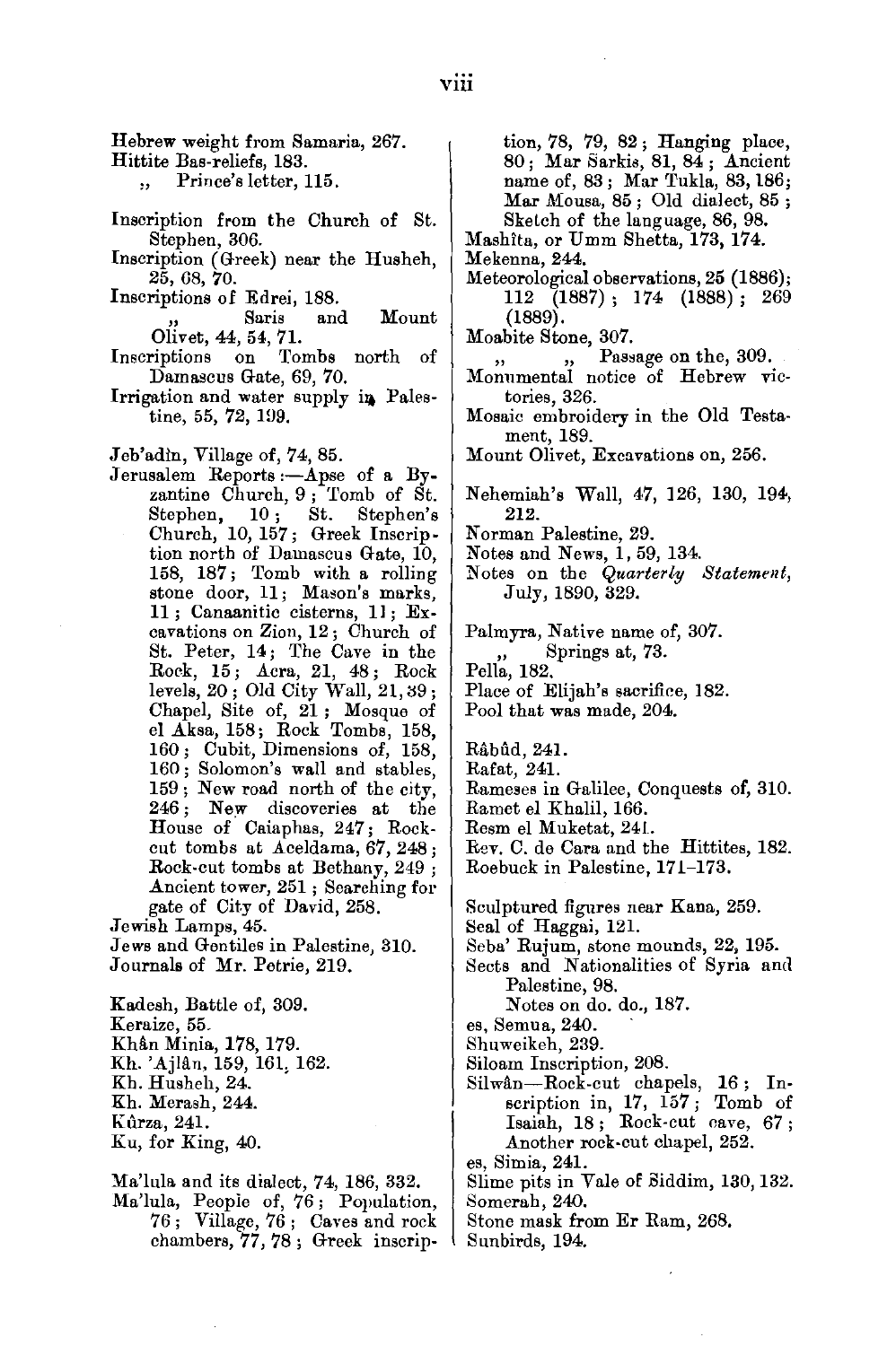Hebrew weight from Samaria, 267.
Hittite Bas-reliefs, 183.
,, Prince's letter, 115.

Inscription from the Church of St. Stephen, 306.
Inscription (Greek) near the Husheh, 25, 68, 70.
Inscriptions of Edrei, 188.
,, Saris and Mount Olivet, 44, 54, 71.
Inscriptions on Tombs north of Damascus Gate, 69, 70.
Irrigation and water supply in Palestine, 55, 72, 199.

Jeb'adîn, Village of, 74, 85.
Jerusalem Reports:—Apse of a Byzantine Church, 9; Tomb of St. Stephen, 10; St. Stephen's Church, 10, 157; Greek Inscription north of Damascus Gate, 10, 158, 187; Tomb with a rolling stone door, 11; Mason's marks, 11; Canaanitic cisterns, 11; Excavations on Zion, 12; Church of St. Peter, 14; The Cave in the Rock, 15; Acra, 21, 48; Rock levels, 20; Old City Wall, 21, 39; Chapel, Site of, 21; Mosque of el Aksa, 158; Rock Tombs, 158, 160; Cubit, Dimensions of, 158, 160; Solomon's wall and stables, 159; New road north of the city, 246; New discoveries at the House of Caiaphas, 247; Rock-cut tombs at Aceldama, 67, 248; Rock-cut tombs at Bethany, 249; Ancient tower, 251; Searching for gate of City of David, 258.
Jewish Lamps, 45.
Jews and Gentiles in Palestine, 310.
Journals of Mr. Petrie, 219.

Kadesh, Battle of, 309.
Keraize, 55.
Khân Minia, 178, 179.
Kh. 'Ajlân, 159, 161, 162.
Kh. Husheh, 24.
Kh. Merash, 244.
Kûrza, 241.
Ku, for King, 40.

Ma'lula and its dialect, 74, 186, 332.
Ma'lula, People of, 76; Population, 76; Village, 76; Caves and rock chambers, 77, 78; Greek inscription, 78, 79, 82; Hanging place, 80; Mar Sarkis, 81, 84; Ancient name of, 83; Mar Tukla, 83, 186; Mar Mousa, 85; Old dialect, 85; Sketch of the language, 86, 98.
Mashîta, or Umm Shetta, 173, 174.
Mekenna, 244.
Meteorological observations, 25 (1886); 112 (1887); 174 (1888); 269 (1889).
Moabite Stone, 307.
,, ,, Passage on the, 309.
Monumental notice of Hebrew victories, 326.
Mosaic embroidery in the Old Testament, 189.
Mount Olivet, Excavations on, 256.

Nehemiah's Wall, 47, 126, 130, 194, 212.
Norman Palestine, 29.
Notes and News, 1, 59, 134.
Notes on the *Quarterly Statement*, July, 1890, 329.

Palmyra, Native name of, 307.
,, Springs at, 73.
Pella, 182.
Place of Elijah's sacrifice, 182.
Pool that was made, 204.

Râbûd, 241.
Rafat, 241.
Rameses in Galilee, Conquests of, 310.
Ramet el Khalil, 166.
Resm el Muketat, 241.
Rev. C. de Cara and the Hittites, 182.
Roebuck in Palestine, 171–173.

Sculptured figures near Kana, 259.
Seal of Haggai, 121.
Seba' Rujum, stone mounds, 22, 195.
Sects and Nationalities of Syria and Palestine, 98.
Notes on do. do., 187.
es, Semua, 240.
Shuweikeh, 239.
Siloam Inscription, 208.
Silwân—Rock-cut chapels, 16; Inscription in, 17, 157; Tomb of Isaiah, 18; Rock-cut cave, 67; Another rock-cut chapel, 252.
es, Simia, 241.
Slime pits in Vale of Siddim, 130, 132.
Somerah, 240.
Stone mask from Er Ram, 268.
Sunbirds, 194.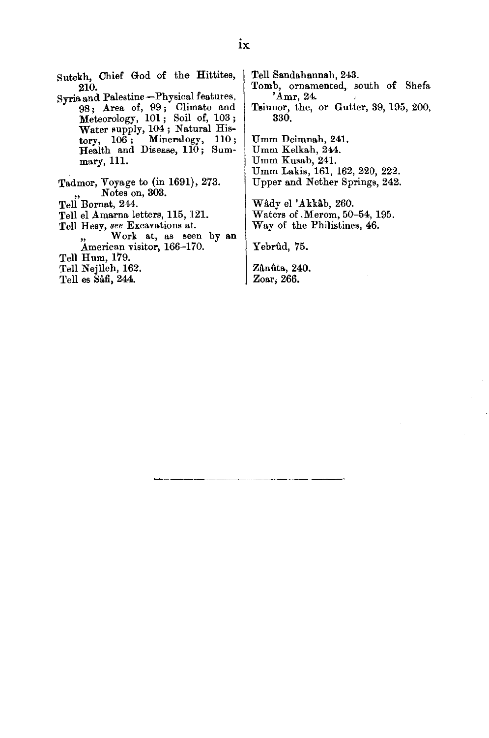Sutekh, Chief God of the Hittites, 210.

Syria and Palestine—Physical features, 98; Area of, 99; Climate and Meteorology, 101; Soil of, 103; Water supply, 104; Natural History, 106; Mineralogy, 110; Health and Disease, 110; Summary, 111.

Tadmor, Voyage to (in 1691), 273.
" Notes on, 303.

Tell Bornat, 244.

Tell el Amarna letters, 115, 121.

Tell Hesy, *see* Excavations at.
" Work at, as seen by an American visitor, 166–170.

Tell Hum, 179.

Tell Nejîleh, 162.

Tell es Sâfi, 244.

Tell Sandahannah, 243.

Tomb, ornamented, south of Shefa 'Amr, 24.

Tsinnor, the, or Gutter, 39, 195, 200, 330.

Umm Deimnah, 241.

Umm Kelkah, 244.

Umm Kusab, 241.

Umm Lakis, 161, 162, 220, 222.

Upper and Nether Springs, 242.

Wâdy el 'Akkâb, 260.

Waters of Merom, 50–54, 195.

Way of the Philistines, 46.

Yebrûd, 75.

Zânûta, 240.

Zoar, 266.